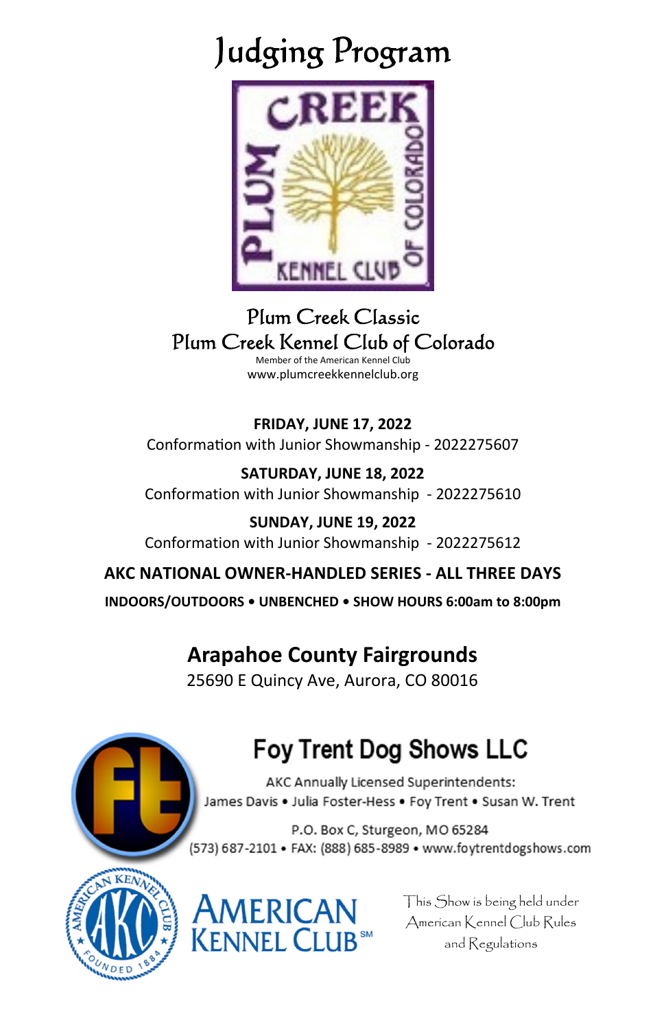# Judging Program

## Plum Creek Classic
## Plum Creek Kennel Club of Colorado

Member of the American Kennel Club
www.plumcreekkennelclub.org

**FRIDAY, JUNE 17, 2022**
Conformation with Junior Showmanship - 2022275607

**SATURDAY, JUNE 18, 2022**
Conformation with Junior Showmanship - 2022275610

**SUNDAY, JUNE 19, 2022**
Conformation with Junior Showmanship - 2022275612

**AKC NATIONAL OWNER-HANDLED SERIES - ALL THREE DAYS**

**INDOORS/OUTDOORS • UNBENCHED • SHOW HOURS 6:00am to 8:00pm**

## Arapahoe County Fairgrounds

25690 E Quincy Ave, Aurora, CO 80016

## Foy Trent Dog Shows LLC

AKC Annually Licensed Superintendents:
James Davis • Julia Foster-Hess • Foy Trent • Susan W. Trent

P.O. Box C, Sturgeon, MO 65284
(573) 687-2101 • FAX: (888) 685-8989 • www.foytrentdogshows.com

AMERICAN KENNEL CLUB℠

This Show is being held under American Kennel Club Rules and Regulations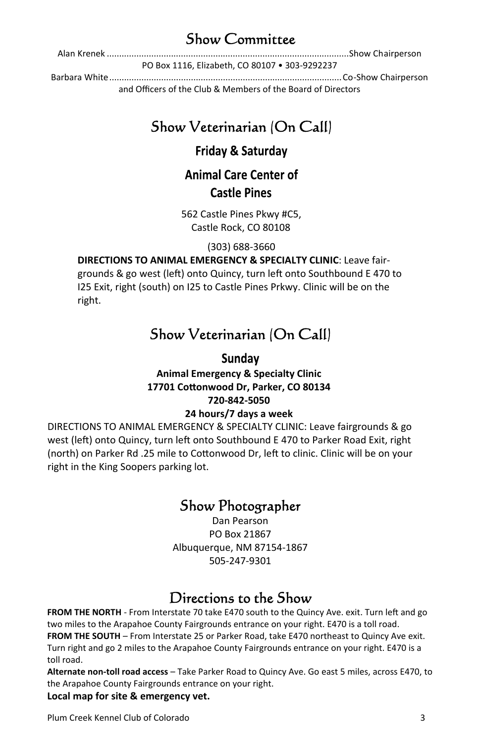# Show Committee

Alan Krenek ................................................................................................Show Chairperson
PO Box 1116, Elizabeth, CO 80107 • 303-9292237
Barbara White.............................................................................................Co-Show Chairperson
and Officers of the Club & Members of the Board of Directors

# Show Veterinarian (On Call)

## Friday & Saturday

## Animal Care Center of Castle Pines

562 Castle Pines Pkwy #C5,
Castle Rock, CO 80108

(303) 688-3660

**DIRECTIONS TO ANIMAL EMERGENCY & SPECIALTY CLINIC**: Leave fairgrounds & go west (left) onto Quincy, turn left onto Southbound E 470 to I25 Exit, right (south) on I25 to Castle Pines Prkwy. Clinic will be on the right.

# Show Veterinarian (On Call)

## Sunday

**Animal Emergency & Specialty Clinic**
**17701 Cottonwood Dr, Parker, CO 80134**
**720-842-5050**
**24 hours/7 days a week**

DIRECTIONS TO ANIMAL EMERGENCY & SPECIALTY CLINIC: Leave fairgrounds & go west (left) onto Quincy, turn left onto Southbound E 470 to Parker Road Exit, right (north) on Parker Rd .25 mile to Cottonwood Dr, left to clinic. Clinic will be on your right in the King Soopers parking lot.

# Show Photographer

Dan Pearson
PO Box 21867
Albuquerque, NM 87154-1867
505-247-9301

# Directions to the Show

**FROM THE NORTH** - From Interstate 70 take E470 south to the Quincy Ave. exit. Turn left and go two miles to the Arapahoe County Fairgrounds entrance on your right. E470 is a toll road.
**FROM THE SOUTH** – From Interstate 25 or Parker Road, take E470 northeast to Quincy Ave exit. Turn right and go 2 miles to the Arapahoe County Fairgrounds entrance on your right. E470 is a toll road.
**Alternate non-toll road access** – Take Parker Road to Quincy Ave. Go east 5 miles, across E470, to the Arapahoe County Fairgrounds entrance on your right.
**Local map for site & emergency vet.**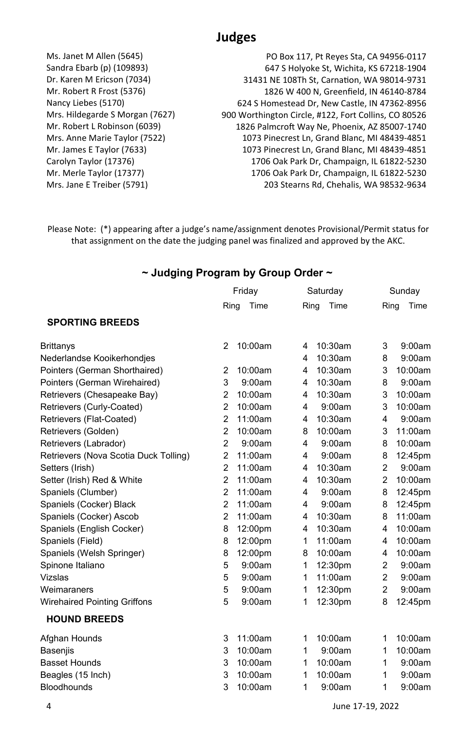# Judges

| | |
|---|---|
| Ms. Janet M Allen (5645) | PO Box 117, Pt Reyes Sta, CA 94956-0117 |
| Sandra Ebarb (p) (109893) | 647 S Holyoke St, Wichita, KS 67218-1904 |
| Dr. Karen M Ericson (7034) | 31431 NE 108Th St, Carnation, WA 98014-9731 |
| Mr. Robert R Frost (5376) | 1826 W 400 N, Greenfield, IN 46140-8784 |
| Nancy Liebes (5170) | 624 S Homestead Dr, New Castle, IN 47362-8956 |
| Mrs. Hildegarde S Morgan (7627) | 900 Worthington Circle, #122, Fort Collins, CO 80526 |
| Mr. Robert L Robinson (6039) | 1826 Palmcroft Way Ne, Phoenix, AZ 85007-1740 |
| Mrs. Anne Marie Taylor (7522) | 1073 Pinecrest Ln, Grand Blanc, MI 48439-4851 |
| Mr. James E Taylor (7633) | 1073 Pinecrest Ln, Grand Blanc, MI 48439-4851 |
| Carolyn Taylor (17376) | 1706 Oak Park Dr, Champaign, IL 61822-5230 |
| Mr. Merle Taylor (17377) | 1706 Oak Park Dr, Champaign, IL 61822-5230 |
| Mrs. Jane E Treiber (5791) | 203 Stearns Rd, Chehalis, WA 98532-9634 |

Please Note: (*) appearing after a judge's name/assignment denotes Provisional/Permit status for that assignment on the date the judging panel was finalized and approved by the AKC.

## ~ Judging Program by Group Order ~

| | Friday | | Saturday | | Sunday | |
|---|---|---|---|---|---|---|
| | Ring | Time | Ring | Time | Ring | Time |
| **SPORTING BREEDS** | | | | | | |
| Brittanys | 2 | 10:00am | 4 | 10:30am | 3 | 9:00am |
| Nederlandse Kooikerhondjes | | | 4 | 10:30am | 8 | 9:00am |
| Pointers (German Shorthaired) | 2 | 10:00am | 4 | 10:30am | 3 | 10:00am |
| Pointers (German Wirehaired) | 3 | 9:00am | 4 | 10:30am | 8 | 9:00am |
| Retrievers (Chesapeake Bay) | 2 | 10:00am | 4 | 10:30am | 3 | 10:00am |
| Retrievers (Curly-Coated) | 2 | 10:00am | 4 | 9:00am | 3 | 10:00am |
| Retrievers (Flat-Coated) | 2 | 11:00am | 4 | 10:30am | 4 | 9:00am |
| Retrievers (Golden) | 2 | 10:00am | 8 | 10:00am | 3 | 11:00am |
| Retrievers (Labrador) | 2 | 9:00am | 4 | 9:00am | 8 | 10:00am |
| Retrievers (Nova Scotia Duck Tolling) | 2 | 11:00am | 4 | 9:00am | 8 | 12:45pm |
| Setters (Irish) | 2 | 11:00am | 4 | 10:30am | 2 | 9:00am |
| Setter (Irish) Red & White | 2 | 11:00am | 4 | 10:30am | 2 | 10:00am |
| Spaniels (Clumber) | 2 | 11:00am | 4 | 9:00am | 8 | 12:45pm |
| Spaniels (Cocker) Black | 2 | 11:00am | 4 | 9:00am | 8 | 12:45pm |
| Spaniels (Cocker) Ascob | 2 | 11:00am | 4 | 10:30am | 8 | 11:00am |
| Spaniels (English Cocker) | 8 | 12:00pm | 4 | 10:30am | 4 | 10:00am |
| Spaniels (Field) | 8 | 12:00pm | 1 | 11:00am | 4 | 10:00am |
| Spaniels (Welsh Springer) | 8 | 12:00pm | 8 | 10:00am | 4 | 10:00am |
| Spinone Italiano | 5 | 9:00am | 1 | 12:30pm | 2 | 9:00am |
| Vizslas | 5 | 9:00am | 1 | 11:00am | 2 | 9:00am |
| Weimaraners | 5 | 9:00am | 1 | 12:30pm | 2 | 9:00am |
| Wirehaired Pointing Griffons | 5 | 9:00am | 1 | 12:30pm | 8 | 12:45pm |
| **HOUND BREEDS** | | | | | | |
| Afghan Hounds | 3 | 11:00am | 1 | 10:00am | 1 | 10:00am |
| Basenjis | 3 | 10:00am | 1 | 9:00am | 1 | 10:00am |
| Basset Hounds | 3 | 10:00am | 1 | 10:00am | 1 | 9:00am |
| Beagles (15 Inch) | 3 | 10:00am | 1 | 10:00am | 1 | 9:00am |
| Bloodhounds | 3 | 10:00am | 1 | 9:00am | 1 | 9:00am |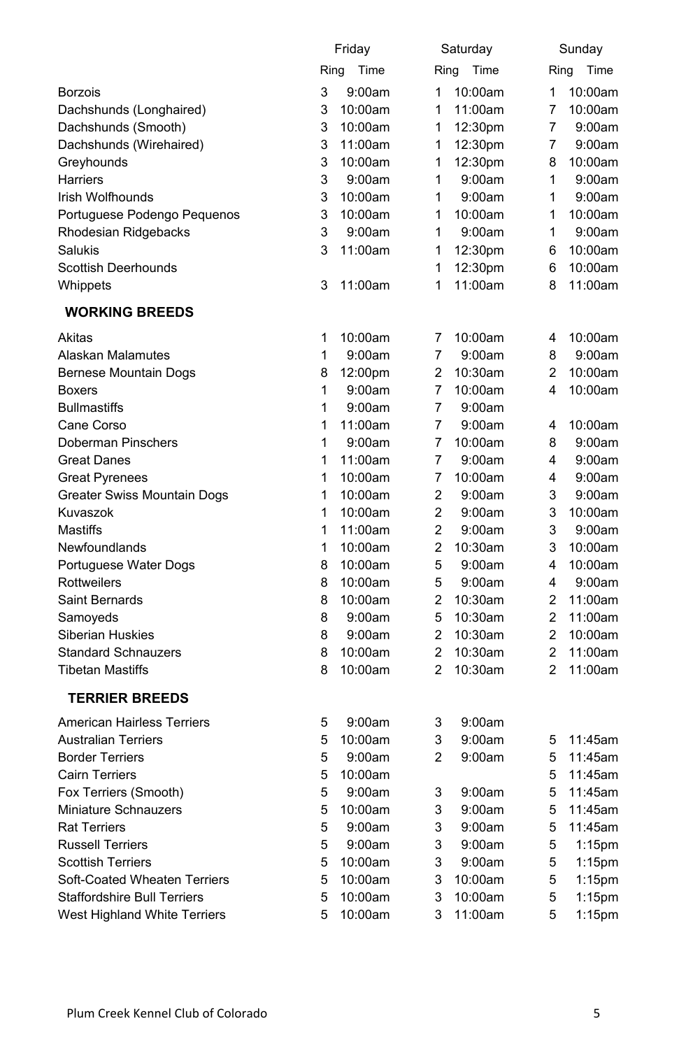| | Friday | | Saturday | | Sunday | |
|---|---|---|---|---|---|---|
| | Ring | Time | Ring | Time | Ring | Time |
| Borzois | 3 | 9:00am | 1 | 10:00am | 1 | 10:00am |
| Dachshunds (Longhaired) | 3 | 10:00am | 1 | 11:00am | 7 | 10:00am |
| Dachshunds (Smooth) | 3 | 10:00am | 1 | 12:30pm | 7 | 9:00am |
| Dachshunds (Wirehaired) | 3 | 11:00am | 1 | 12:30pm | 7 | 9:00am |
| Greyhounds | 3 | 10:00am | 1 | 12:30pm | 8 | 10:00am |
| Harriers | 3 | 9:00am | 1 | 9:00am | 1 | 9:00am |
| Irish Wolfhounds | 3 | 10:00am | 1 | 9:00am | 1 | 9:00am |
| Portuguese Podengo Pequenos | 3 | 10:00am | 1 | 10:00am | 1 | 10:00am |
| Rhodesian Ridgebacks | 3 | 9:00am | 1 | 9:00am | 1 | 9:00am |
| Salukis | 3 | 11:00am | 1 | 12:30pm | 6 | 10:00am |
| Scottish Deerhounds | | | 1 | 12:30pm | 6 | 10:00am |
| Whippets | 3 | 11:00am | 1 | 11:00am | 8 | 11:00am |

## WORKING BREEDS

| | Friday | | Saturday | | Sunday | |
|---|---|---|---|---|---|---|
| | Ring | Time | Ring | Time | Ring | Time |
| Akitas | 1 | 10:00am | 7 | 10:00am | 4 | 10:00am |
| Alaskan Malamutes | 1 | 9:00am | 7 | 9:00am | 8 | 9:00am |
| Bernese Mountain Dogs | 8 | 12:00pm | 2 | 10:30am | 2 | 10:00am |
| Boxers | 1 | 9:00am | 7 | 10:00am | 4 | 10:00am |
| Bullmastiffs | 1 | 9:00am | 7 | 9:00am | | |
| Cane Corso | 1 | 11:00am | 7 | 9:00am | 4 | 10:00am |
| Doberman Pinschers | 1 | 9:00am | 7 | 10:00am | 8 | 9:00am |
| Great Danes | 1 | 11:00am | 7 | 9:00am | 4 | 9:00am |
| Great Pyrenees | 1 | 10:00am | 7 | 10:00am | 4 | 9:00am |
| Greater Swiss Mountain Dogs | 1 | 10:00am | 2 | 9:00am | 3 | 9:00am |
| Kuvaszok | 1 | 10:00am | 2 | 9:00am | 3 | 10:00am |
| Mastiffs | 1 | 11:00am | 2 | 9:00am | 3 | 9:00am |
| Newfoundlands | 1 | 10:00am | 2 | 10:30am | 3 | 10:00am |
| Portuguese Water Dogs | 8 | 10:00am | 5 | 9:00am | 4 | 10:00am |
| Rottweilers | 8 | 10:00am | 5 | 9:00am | 4 | 9:00am |
| Saint Bernards | 8 | 10:00am | 2 | 10:30am | 2 | 11:00am |
| Samoyeds | 8 | 9:00am | 5 | 10:30am | 2 | 11:00am |
| Siberian Huskies | 8 | 9:00am | 2 | 10:30am | 2 | 10:00am |
| Standard Schnauzers | 8 | 10:00am | 2 | 10:30am | 2 | 11:00am |
| Tibetan Mastiffs | 8 | 10:00am | 2 | 10:30am | 2 | 11:00am |

## TERRIER BREEDS

| | Friday | | Saturday | | Sunday | |
|---|---|---|---|---|---|---|
| | Ring | Time | Ring | Time | Ring | Time |
| American Hairless Terriers | 5 | 9:00am | 3 | 9:00am | | |
| Australian Terriers | 5 | 10:00am | 3 | 9:00am | 5 | 11:45am |
| Border Terriers | 5 | 9:00am | 2 | 9:00am | 5 | 11:45am |
| Cairn Terriers | 5 | 10:00am | | | 5 | 11:45am |
| Fox Terriers (Smooth) | 5 | 9:00am | 3 | 9:00am | 5 | 11:45am |
| Miniature Schnauzers | 5 | 10:00am | 3 | 9:00am | 5 | 11:45am |
| Rat Terriers | 5 | 9:00am | 3 | 9:00am | 5 | 11:45am |
| Russell Terriers | 5 | 9:00am | 3 | 9:00am | 5 | 1:15pm |
| Scottish Terriers | 5 | 10:00am | 3 | 9:00am | 5 | 1:15pm |
| Soft-Coated Wheaten Terriers | 5 | 10:00am | 3 | 10:00am | 5 | 1:15pm |
| Staffordshire Bull Terriers | 5 | 10:00am | 3 | 10:00am | 5 | 1:15pm |
| West Highland White Terriers | 5 | 10:00am | 3 | 11:00am | 5 | 1:15pm |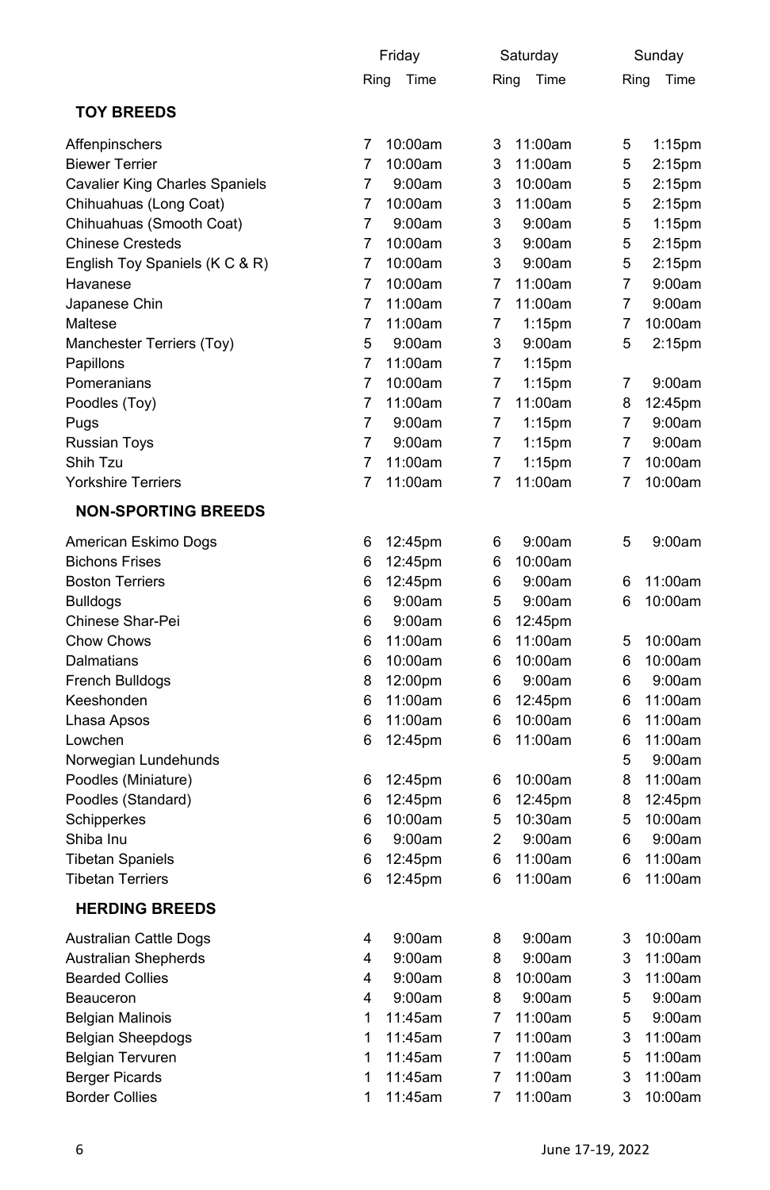| | Friday | | Saturday | | Sunday | |
|---|---|---|---|---|---|---|
| | Ring | Time | Ring | Time | Ring | Time |
| **TOY BREEDS** | | | | | | |
| Affenpinschers | 7 | 10:00am | 3 | 11:00am | 5 | 1:15pm |
| Biewer Terrier | 7 | 10:00am | 3 | 11:00am | 5 | 2:15pm |
| Cavalier King Charles Spaniels | 7 | 9:00am | 3 | 10:00am | 5 | 2:15pm |
| Chihuahuas (Long Coat) | 7 | 10:00am | 3 | 11:00am | 5 | 2:15pm |
| Chihuahuas (Smooth Coat) | 7 | 9:00am | 3 | 9:00am | 5 | 1:15pm |
| Chinese Cresteds | 7 | 10:00am | 3 | 9:00am | 5 | 2:15pm |
| English Toy Spaniels (K C & R) | 7 | 10:00am | 3 | 9:00am | 5 | 2:15pm |
| Havanese | 7 | 10:00am | 7 | 11:00am | 7 | 9:00am |
| Japanese Chin | 7 | 11:00am | 7 | 11:00am | 7 | 9:00am |
| Maltese | 7 | 11:00am | 7 | 1:15pm | 7 | 10:00am |
| Manchester Terriers (Toy) | 5 | 9:00am | 3 | 9:00am | 5 | 2:15pm |
| Papillons | 7 | 11:00am | 7 | 1:15pm | | |
| Pomeranians | 7 | 10:00am | 7 | 1:15pm | 7 | 9:00am |
| Poodles (Toy) | 7 | 11:00am | 7 | 11:00am | 8 | 12:45pm |
| Pugs | 7 | 9:00am | 7 | 1:15pm | 7 | 9:00am |
| Russian Toys | 7 | 9:00am | 7 | 1:15pm | 7 | 9:00am |
| Shih Tzu | 7 | 11:00am | 7 | 1:15pm | 7 | 10:00am |
| Yorkshire Terriers | 7 | 11:00am | 7 | 11:00am | 7 | 10:00am |
| **NON-SPORTING BREEDS** | | | | | | |
| American Eskimo Dogs | 6 | 12:45pm | 6 | 9:00am | 5 | 9:00am |
| Bichons Frises | 6 | 12:45pm | 6 | 10:00am | | |
| Boston Terriers | 6 | 12:45pm | 6 | 9:00am | 6 | 11:00am |
| Bulldogs | 6 | 9:00am | 5 | 9:00am | 6 | 10:00am |
| Chinese Shar-Pei | 6 | 9:00am | 6 | 12:45pm | | |
| Chow Chows | 6 | 11:00am | 6 | 11:00am | 5 | 10:00am |
| Dalmatians | 6 | 10:00am | 6 | 10:00am | 6 | 10:00am |
| French Bulldogs | 8 | 12:00pm | 6 | 9:00am | 6 | 9:00am |
| Keeshonden | 6 | 11:00am | 6 | 12:45pm | 6 | 11:00am |
| Lhasa Apsos | 6 | 11:00am | 6 | 10:00am | 6 | 11:00am |
| Lowchen | 6 | 12:45pm | 6 | 11:00am | 6 | 11:00am |
| Norwegian Lundehunds | | | | | 5 | 9:00am |
| Poodles (Miniature) | 6 | 12:45pm | 6 | 10:00am | 8 | 11:00am |
| Poodles (Standard) | 6 | 12:45pm | 6 | 12:45pm | 8 | 12:45pm |
| Schipperkes | 6 | 10:00am | 5 | 10:30am | 5 | 10:00am |
| Shiba Inu | 6 | 9:00am | 2 | 9:00am | 6 | 9:00am |
| Tibetan Spaniels | 6 | 12:45pm | 6 | 11:00am | 6 | 11:00am |
| Tibetan Terriers | 6 | 12:45pm | 6 | 11:00am | 6 | 11:00am |
| **HERDING BREEDS** | | | | | | |
| Australian Cattle Dogs | 4 | 9:00am | 8 | 9:00am | 3 | 10:00am |
| Australian Shepherds | 4 | 9:00am | 8 | 9:00am | 3 | 11:00am |
| Bearded Collies | 4 | 9:00am | 8 | 10:00am | 3 | 11:00am |
| Beauceron | 4 | 9:00am | 8 | 9:00am | 5 | 9:00am |
| Belgian Malinois | 1 | 11:45am | 7 | 11:00am | 5 | 9:00am |
| Belgian Sheepdogs | 1 | 11:45am | 7 | 11:00am | 3 | 11:00am |
| Belgian Tervuren | 1 | 11:45am | 7 | 11:00am | 5 | 11:00am |
| Berger Picards | 1 | 11:45am | 7 | 11:00am | 3 | 11:00am |
| Border Collies | 1 | 11:45am | 7 | 11:00am | 3 | 10:00am |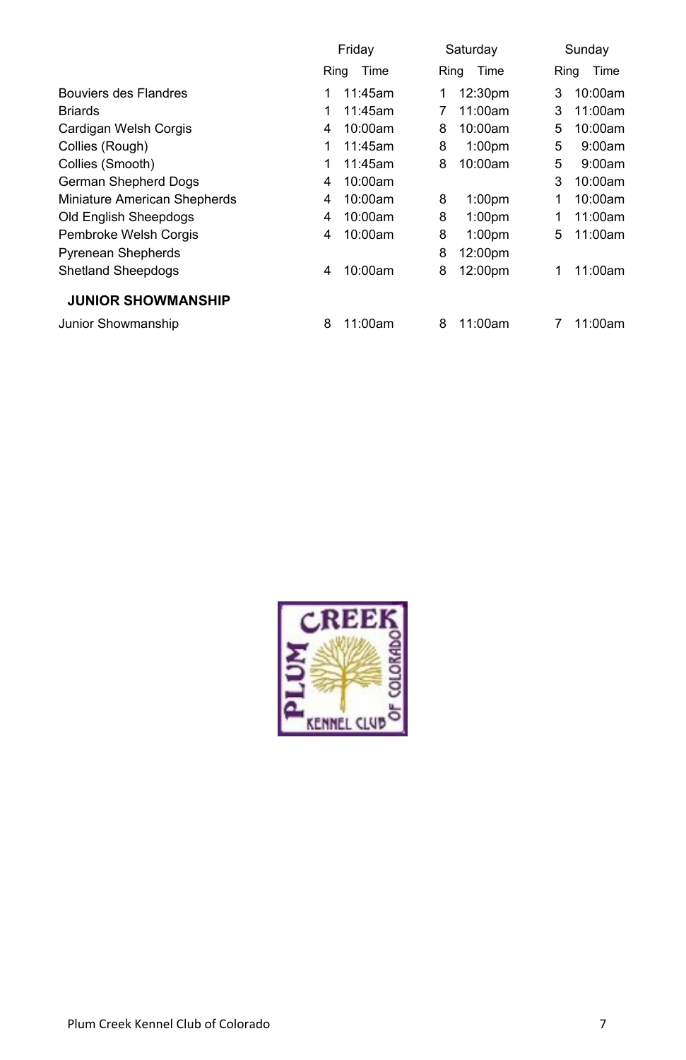| | Friday | | Saturday | | Sunday | |
|---|---|---|---|---|---|---|
| | Ring | Time | Ring | Time | Ring | Time |
| Bouviers des Flandres | 1 | 11:45am | 1 | 12:30pm | 3 | 10:00am |
| Briards | 1 | 11:45am | 7 | 11:00am | 3 | 11:00am |
| Cardigan Welsh Corgis | 4 | 10:00am | 8 | 10:00am | 5 | 10:00am |
| Collies (Rough) | 1 | 11:45am | 8 | 1:00pm | 5 | 9:00am |
| Collies (Smooth) | 1 | 11:45am | 8 | 10:00am | 5 | 9:00am |
| German Shepherd Dogs | 4 | 10:00am | | | 3 | 10:00am |
| Miniature American Shepherds | 4 | 10:00am | 8 | 1:00pm | 1 | 10:00am |
| Old English Sheepdogs | 4 | 10:00am | 8 | 1:00pm | 1 | 11:00am |
| Pembroke Welsh Corgis | 4 | 10:00am | 8 | 1:00pm | 5 | 11:00am |
| Pyrenean Shepherds | | | 8 | 12:00pm | | |
| Shetland Sheepdogs | 4 | 10:00am | 8 | 12:00pm | 1 | 11:00am |
| **JUNIOR SHOWMANSHIP** | | | | | | |
| Junior Showmanship | 8 | 11:00am | 8 | 11:00am | 7 | 11:00am |

PLUM CREEK KENNEL CLUB OF COLORADO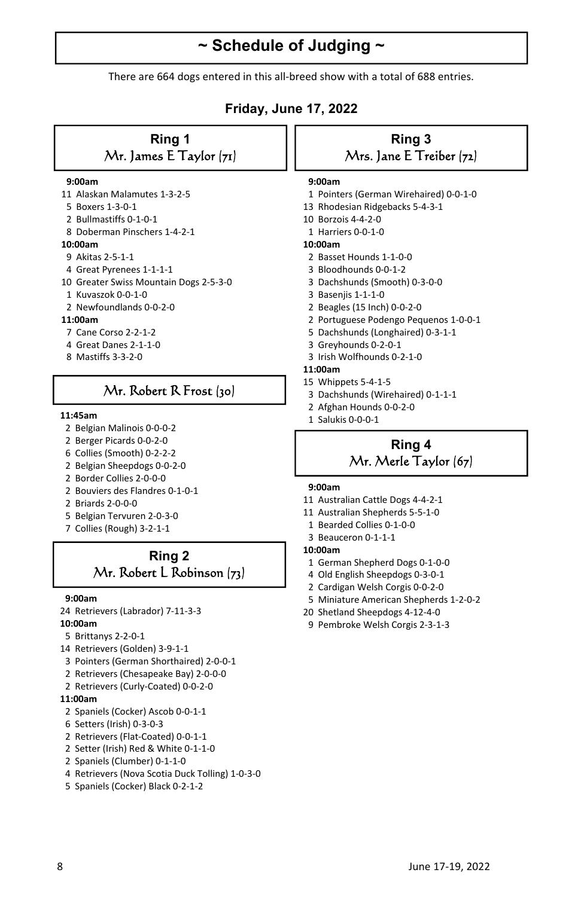# ~ Schedule of Judging ~

There are 664 dogs entered in this all-breed show with a total of 688 entries.

## Friday, June 17, 2022

### Ring 1
Mr. James E Taylor (71)

**9:00am**
- 11 Alaskan Malamutes 1-3-2-5
- 5 Boxers 1-3-0-1
- 2 Bullmastiffs 0-1-0-1
- 8 Doberman Pinschers 1-4-2-1

**10:00am**
- 9 Akitas 2-5-1-1
- 4 Great Pyrenees 1-1-1-1
- 10 Greater Swiss Mountain Dogs 2-5-3-0
- 1 Kuvaszok 0-0-1-0
- 2 Newfoundlands 0-0-2-0

**11:00am**
- 7 Cane Corso 2-2-1-2
- 4 Great Danes 2-1-1-0
- 8 Mastiffs 3-3-2-0

Mr. Robert R Frost (30)

**11:45am**
- 2 Belgian Malinois 0-0-0-2
- 2 Berger Picards 0-0-2-0
- 6 Collies (Smooth) 0-2-2-2
- 2 Belgian Sheepdogs 0-0-2-0
- 2 Border Collies 2-0-0-0
- 2 Bouviers des Flandres 0-1-0-1
- 2 Briards 2-0-0-0
- 5 Belgian Tervuren 2-0-3-0
- 7 Collies (Rough) 3-2-1-1

### Ring 2
Mr. Robert L Robinson (73)

**9:00am**
- 24 Retrievers (Labrador) 7-11-3-3

**10:00am**
- 5 Brittanys 2-2-0-1
- 14 Retrievers (Golden) 3-9-1-1
- 3 Pointers (German Shorthaired) 2-0-0-1
- 2 Retrievers (Chesapeake Bay) 2-0-0-0
- 2 Retrievers (Curly-Coated) 0-0-2-0

**11:00am**
- 2 Spaniels (Cocker) Ascob 0-0-1-1
- 6 Setters (Irish) 0-3-0-3
- 2 Retrievers (Flat-Coated) 0-0-1-1
- 2 Setter (Irish) Red & White 0-1-1-0
- 2 Spaniels (Clumber) 0-1-1-0
- 4 Retrievers (Nova Scotia Duck Tolling) 1-0-3-0
- 5 Spaniels (Cocker) Black 0-2-1-2

### Ring 3
Mrs. Jane E Treiber (72)

**9:00am**
- 1 Pointers (German Wirehaired) 0-0-1-0
- 13 Rhodesian Ridgebacks 5-4-3-1
- 10 Borzois 4-4-2-0
- 1 Harriers 0-0-1-0

**10:00am**
- 2 Basset Hounds 1-1-0-0
- 3 Bloodhounds 0-0-1-2
- 3 Dachshunds (Smooth) 0-3-0-0
- 3 Basenjis 1-1-1-0
- 2 Beagles (15 Inch) 0-0-2-0
- 2 Portuguese Podengo Pequenos 1-0-0-1
- 5 Dachshunds (Longhaired) 0-3-1-1
- 3 Greyhounds 0-2-0-1
- 3 Irish Wolfhounds 0-2-1-0

**11:00am**
- 15 Whippets 5-4-1-5
- 3 Dachshunds (Wirehaired) 0-1-1-1
- 2 Afghan Hounds 0-0-2-0
- 1 Salukis 0-0-0-1

### Ring 4
Mr. Merle Taylor (67)

**9:00am**
- 11 Australian Cattle Dogs 4-4-2-1
- 11 Australian Shepherds 5-5-1-0
- 1 Bearded Collies 0-1-0-0
- 3 Beauceron 0-1-1-1

**10:00am**
- 1 German Shepherd Dogs 0-1-0-0
- 4 Old English Sheepdogs 0-3-0-1
- 2 Cardigan Welsh Corgis 0-0-2-0
- 5 Miniature American Shepherds 1-2-0-2
- 20 Shetland Sheepdogs 4-12-4-0
- 9 Pembroke Welsh Corgis 2-3-1-3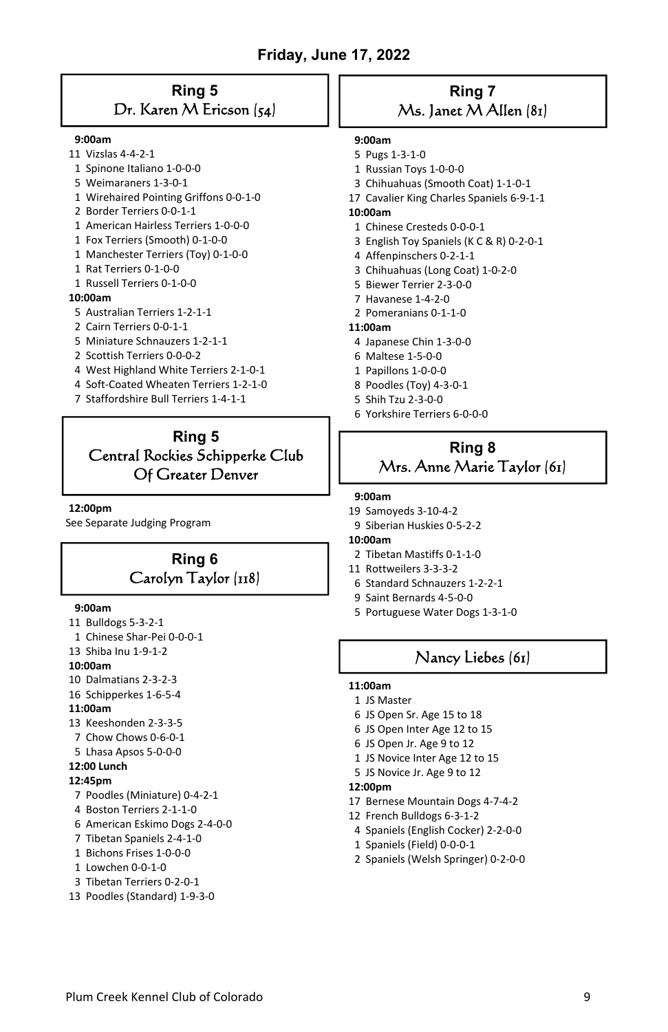## Friday, June 17, 2022

### Ring 5
Dr. Karen M Ericson (54)

**9:00am**

11 Vizslas 4-4-2-1
1 Spinone Italiano 1-0-0-0
5 Weimaraners 1-3-0-1
1 Wirehaired Pointing Griffons 0-0-1-0
2 Border Terriers 0-0-1-1
1 American Hairless Terriers 1-0-0-0
1 Fox Terriers (Smooth) 0-1-0-0
1 Manchester Terriers (Toy) 0-1-0-0
1 Rat Terriers 0-1-0-0
1 Russell Terriers 0-1-0-0

**10:00am**

5 Australian Terriers 1-2-1-1
2 Cairn Terriers 0-0-1-1
5 Miniature Schnauzers 1-2-1-1
2 Scottish Terriers 0-0-0-2
4 West Highland White Terriers 2-1-0-1
4 Soft-Coated Wheaten Terriers 1-2-1-0
7 Staffordshire Bull Terriers 1-4-1-1

### Ring 5
Central Rockies Schipperke Club Of Greater Denver

**12:00pm**

See Separate Judging Program

### Ring 6
Carolyn Taylor (118)

**9:00am**

11 Bulldogs 5-3-2-1
1 Chinese Shar-Pei 0-0-0-1
13 Shiba Inu 1-9-1-2

**10:00am**

10 Dalmatians 2-3-2-3
16 Schipperkes 1-6-5-4

**11:00am**

13 Keeshonden 2-3-3-5
7 Chow Chows 0-6-0-1
5 Lhasa Apsos 5-0-0-0

**12:00 Lunch**

**12:45pm**

7 Poodles (Miniature) 0-4-2-1
4 Boston Terriers 2-1-1-0
6 American Eskimo Dogs 2-4-0-0
7 Tibetan Spaniels 2-4-1-0
1 Bichons Frises 1-0-0-0
1 Lowchen 0-0-1-0
3 Tibetan Terriers 0-2-0-1
13 Poodles (Standard) 1-9-3-0

### Ring 7
Ms. Janet M Allen (81)

**9:00am**

5 Pugs 1-3-1-0
1 Russian Toys 1-0-0-0
3 Chihuahuas (Smooth Coat) 1-1-0-1
17 Cavalier King Charles Spaniels 6-9-1-1

**10:00am**

1 Chinese Cresteds 0-0-0-1
3 English Toy Spaniels (K C & R) 0-2-0-1
4 Affenpinschers 0-2-1-1
3 Chihuahuas (Long Coat) 1-0-2-0
5 Biewer Terrier 2-3-0-0
7 Havanese 1-4-2-0
2 Pomeranians 0-1-1-0

**11:00am**

4 Japanese Chin 1-3-0-0
6 Maltese 1-5-0-0
1 Papillons 1-0-0-0
8 Poodles (Toy) 4-3-0-1
5 Shih Tzu 2-3-0-0
6 Yorkshire Terriers 6-0-0-0

### Ring 8
Mrs. Anne Marie Taylor (61)

**9:00am**

19 Samoyeds 3-10-4-2
9 Siberian Huskies 0-5-2-2

**10:00am**

2 Tibetan Mastiffs 0-1-1-0
11 Rottweilers 3-3-3-2
6 Standard Schnauzers 1-2-2-1
9 Saint Bernards 4-5-0-0
5 Portuguese Water Dogs 1-3-1-0

### Nancy Liebes (61)

**11:00am**

1 JS Master
6 JS Open Sr. Age 15 to 18
6 JS Open Inter Age 12 to 15
6 JS Open Jr. Age 9 to 12
1 JS Novice Inter Age 12 to 15
5 JS Novice Jr. Age 9 to 12

**12:00pm**

17 Bernese Mountain Dogs 4-7-4-2
12 French Bulldogs 6-3-1-2
4 Spaniels (English Cocker) 2-2-0-0
1 Spaniels (Field) 0-0-0-1
2 Spaniels (Welsh Springer) 0-2-0-0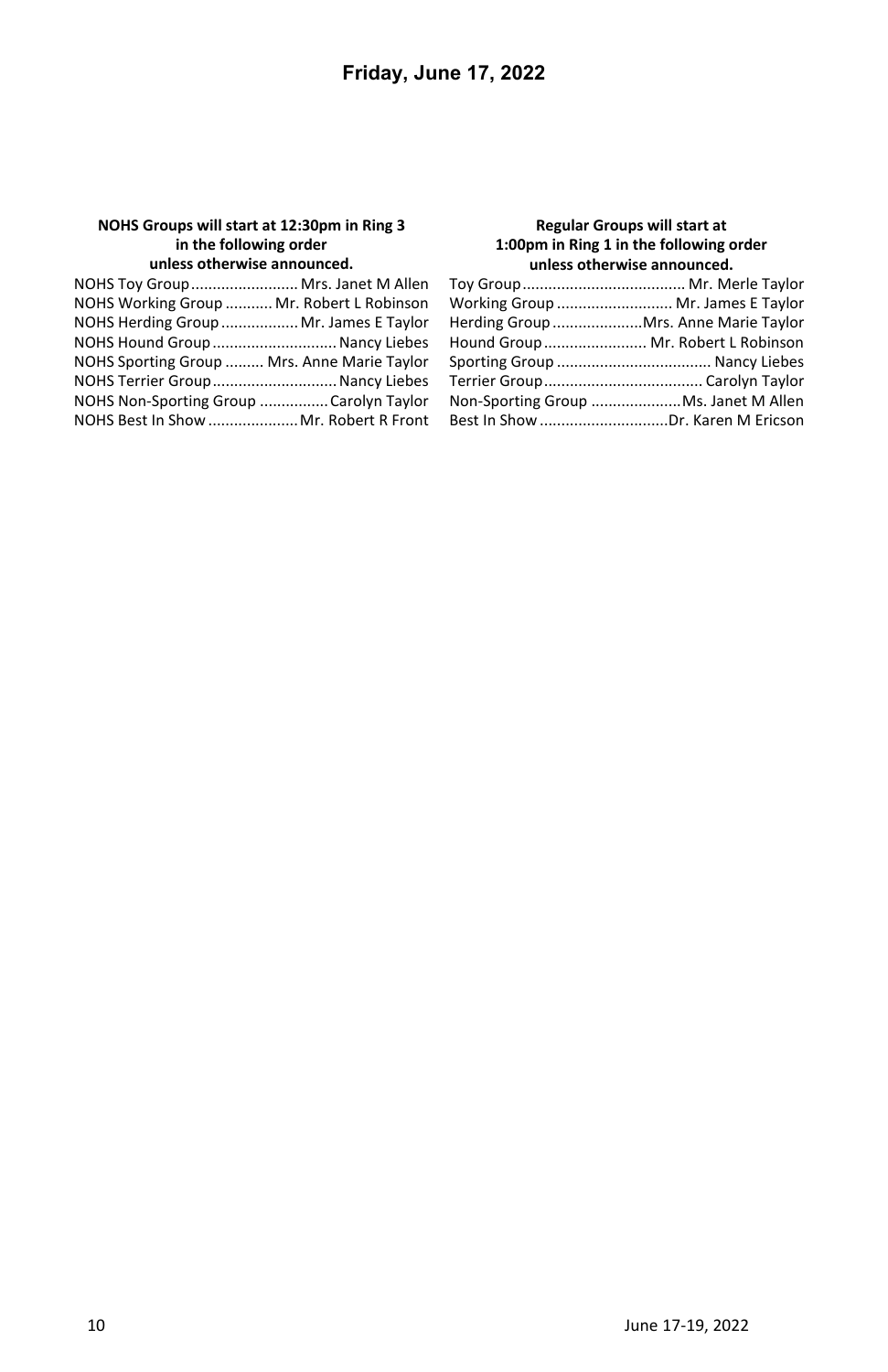# Friday, June 17, 2022

**NOHS Groups will start at 12:30pm in Ring 3 in the following order unless otherwise announced.**

NOHS Toy Group ......................... Mrs. Janet M Allen
NOHS Working Group ........... Mr. Robert L Robinson
NOHS Herding Group .................. Mr. James E Taylor
NOHS Hound Group ............................. Nancy Liebes
NOHS Sporting Group ......... Mrs. Anne Marie Taylor
NOHS Terrier Group ............................. Nancy Liebes
NOHS Non-Sporting Group ................ Carolyn Taylor
NOHS Best In Show ..................... Mr. Robert R Front

**Regular Groups will start at 1:00pm in Ring 1 in the following order unless otherwise announced.**

Toy Group ...................................... Mr. Merle Taylor
Working Group ........................... Mr. James E Taylor
Herding Group .....................Mrs. Anne Marie Taylor
Hound Group ........................ Mr. Robert L Robinson
Sporting Group .................................... Nancy Liebes
Terrier Group ..................................... Carolyn Taylor
Non-Sporting Group .....................Ms. Janet M Allen
Best In Show ..............................Dr. Karen M Ericson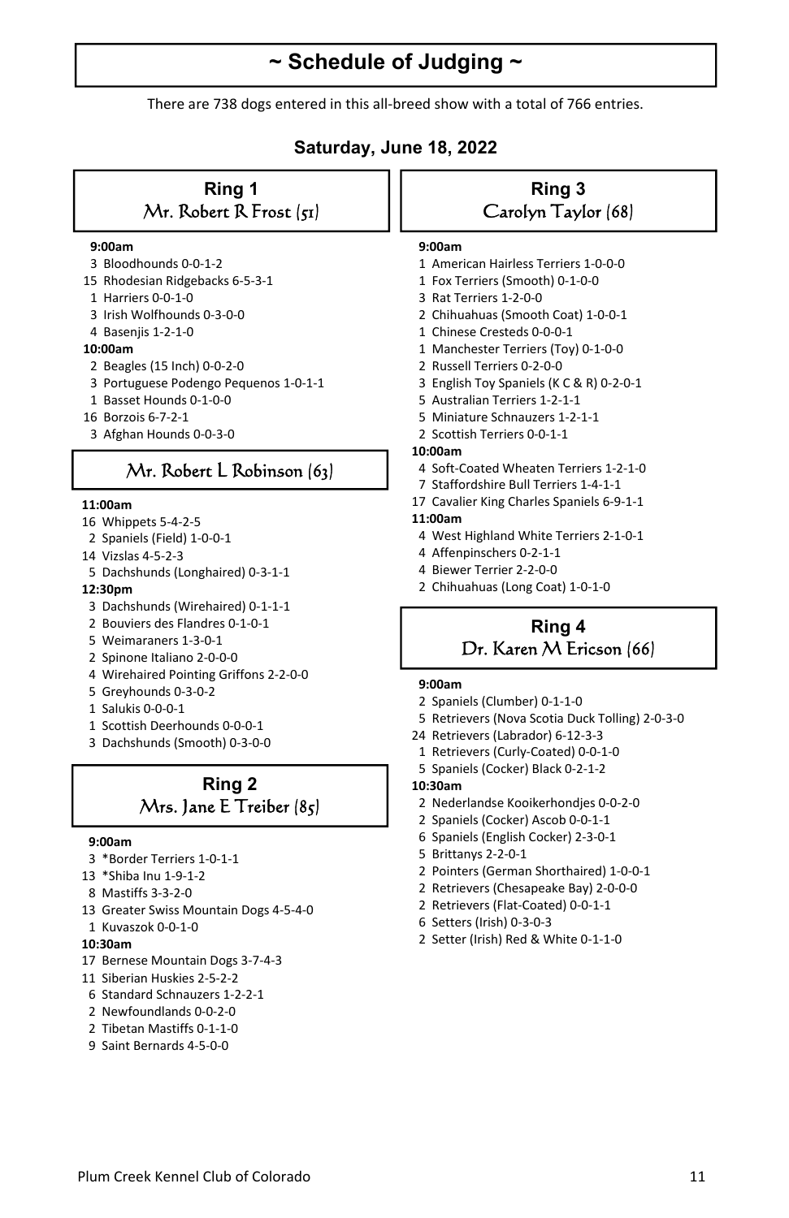# ~ Schedule of Judging ~

There are 738 dogs entered in this all-breed show with a total of 766 entries.

## Saturday, June 18, 2022

### Ring 1
Mr. Robert R Frost (51)

**9:00am**

3 Bloodhounds 0-0-1-2
15 Rhodesian Ridgebacks 6-5-3-1
1 Harriers 0-0-1-0
3 Irish Wolfhounds 0-3-0-0
4 Basenjis 1-2-1-0

**10:00am**

2 Beagles (15 Inch) 0-0-2-0
3 Portuguese Podengo Pequenos 1-0-1-1
1 Basset Hounds 0-1-0-0
16 Borzois 6-7-2-1
3 Afghan Hounds 0-0-3-0

Mr. Robert L Robinson (63)

**11:00am**

16 Whippets 5-4-2-5
2 Spaniels (Field) 1-0-0-1
14 Vizslas 4-5-2-3
5 Dachshunds (Longhaired) 0-3-1-1

**12:30pm**

3 Dachshunds (Wirehaired) 0-1-1-1
2 Bouviers des Flandres 0-1-0-1
5 Weimaraners 1-3-0-1
2 Spinone Italiano 2-0-0-0
4 Wirehaired Pointing Griffons 2-2-0-0
5 Greyhounds 0-3-0-2
1 Salukis 0-0-0-1
1 Scottish Deerhounds 0-0-0-1
3 Dachshunds (Smooth) 0-3-0-0

### Ring 2
Mrs. Jane E Treiber (85)

**9:00am**

3 *Border Terriers 1-0-1-1
13 *Shiba Inu 1-9-1-2
8 Mastiffs 3-3-2-0
13 Greater Swiss Mountain Dogs 4-5-4-0
1 Kuvaszok 0-0-1-0

**10:30am**

17 Bernese Mountain Dogs 3-7-4-3
11 Siberian Huskies 2-5-2-2
6 Standard Schnauzers 1-2-2-1
2 Newfoundlands 0-0-2-0
2 Tibetan Mastiffs 0-1-1-0
9 Saint Bernards 4-5-0-0

### Ring 3
Carolyn Taylor (68)

**9:00am**

1 American Hairless Terriers 1-0-0-0
1 Fox Terriers (Smooth) 0-1-0-0
3 Rat Terriers 1-2-0-0
2 Chihuahuas (Smooth Coat) 1-0-0-1
1 Chinese Cresteds 0-0-0-1
1 Manchester Terriers (Toy) 0-1-0-0
2 Russell Terriers 0-2-0-0
3 English Toy Spaniels (K C & R) 0-2-0-1
5 Australian Terriers 1-2-1-1
5 Miniature Schnauzers 1-2-1-1
2 Scottish Terriers 0-0-1-1

**10:00am**

4 Soft-Coated Wheaten Terriers 1-2-1-0
7 Staffordshire Bull Terriers 1-4-1-1
17 Cavalier King Charles Spaniels 6-9-1-1

**11:00am**

4 West Highland White Terriers 2-1-0-1
4 Affenpinschers 0-2-1-1
4 Biewer Terrier 2-2-0-0
2 Chihuahuas (Long Coat) 1-0-1-0

### Ring 4
Dr. Karen M Ericson (66)

**9:00am**

2 Spaniels (Clumber) 0-1-1-0
5 Retrievers (Nova Scotia Duck Tolling) 2-0-3-0
24 Retrievers (Labrador) 6-12-3-3
1 Retrievers (Curly-Coated) 0-0-1-0
5 Spaniels (Cocker) Black 0-2-1-2

**10:30am**

2 Nederlandse Kooikerhondjes 0-0-2-0
2 Spaniels (Cocker) Ascob 0-0-1-1
6 Spaniels (English Cocker) 2-3-0-1
5 Brittanys 2-2-0-1
2 Pointers (German Shorthaired) 1-0-0-1
2 Retrievers (Chesapeake Bay) 2-0-0-0
2 Retrievers (Flat-Coated) 0-0-1-1
6 Setters (Irish) 0-3-0-3
2 Setter (Irish) Red & White 0-1-1-0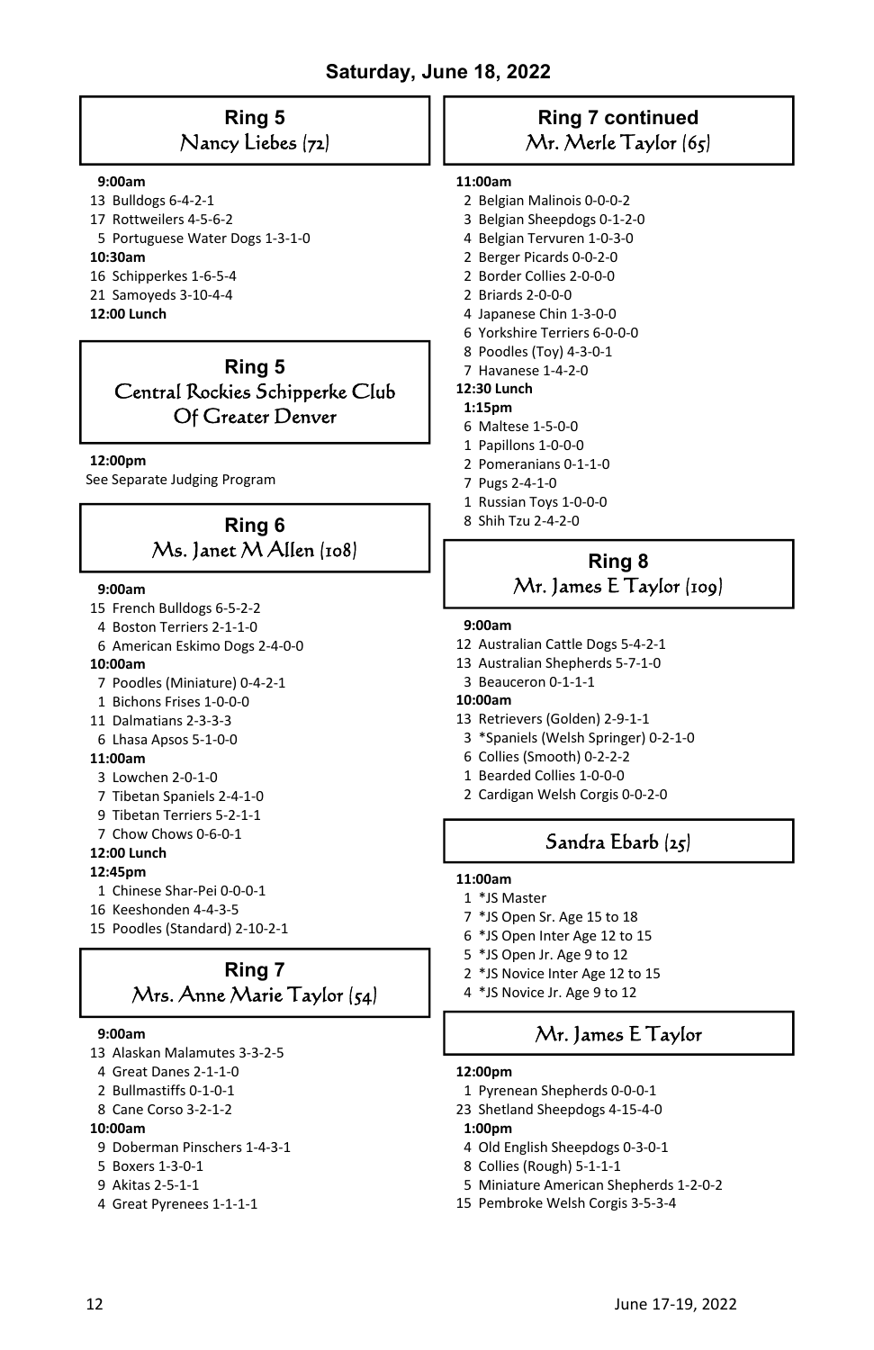## Saturday, June 18, 2022

### Ring 5
Nancy Liebes (72)

**9:00am**
13 Bulldogs 6-4-2-1
17 Rottweilers 4-5-6-2
5 Portuguese Water Dogs 1-3-1-0
**10:30am**
16 Schipperkes 1-6-5-4
21 Samoyeds 3-10-4-4
**12:00 Lunch**

### Ring 5
Central Rockies Schipperke Club Of Greater Denver

**12:00pm**
See Separate Judging Program

### Ring 6
Ms. Janet M Allen (108)

**9:00am**
15 French Bulldogs 6-5-2-2
4 Boston Terriers 2-1-1-0
6 American Eskimo Dogs 2-4-0-0
**10:00am**
7 Poodles (Miniature) 0-4-2-1
1 Bichons Frises 1-0-0-0
11 Dalmatians 2-3-3-3
6 Lhasa Apsos 5-1-0-0
**11:00am**
3 Lowchen 2-0-1-0
7 Tibetan Spaniels 2-4-1-0
9 Tibetan Terriers 5-2-1-1
7 Chow Chows 0-6-0-1
**12:00 Lunch**
**12:45pm**
1 Chinese Shar-Pei 0-0-0-1
16 Keeshonden 4-4-3-5
15 Poodles (Standard) 2-10-2-1

### Ring 7
Mrs. Anne Marie Taylor (54)

**9:00am**
13 Alaskan Malamutes 3-3-2-5
4 Great Danes 2-1-1-0
2 Bullmastiffs 0-1-0-1
8 Cane Corso 3-2-1-2
**10:00am**
9 Doberman Pinschers 1-4-3-1
5 Boxers 1-3-0-1
9 Akitas 2-5-1-1
4 Great Pyrenees 1-1-1-1

### Ring 7 continued
Mr. Merle Taylor (65)

**11:00am**
2 Belgian Malinois 0-0-0-2
3 Belgian Sheepdogs 0-1-2-0
4 Belgian Tervuren 1-0-3-0
2 Berger Picards 0-0-2-0
2 Border Collies 2-0-0-0
2 Briards 2-0-0-0
4 Japanese Chin 1-3-0-0
6 Yorkshire Terriers 6-0-0-0
8 Poodles (Toy) 4-3-0-1
7 Havanese 1-4-2-0
**12:30 Lunch**
**1:15pm**
6 Maltese 1-5-0-0
1 Papillons 1-0-0-0
2 Pomeranians 0-1-1-0
7 Pugs 2-4-1-0
1 Russian Toys 1-0-0-0
8 Shih Tzu 2-4-2-0

### Ring 8
Mr. James E Taylor (109)

**9:00am**
12 Australian Cattle Dogs 5-4-2-1
13 Australian Shepherds 5-7-1-0
3 Beauceron 0-1-1-1
**10:00am**
13 Retrievers (Golden) 2-9-1-1
3 *Spaniels (Welsh Springer) 0-2-1-0
6 Collies (Smooth) 0-2-2-2
1 Bearded Collies 1-0-0-0
2 Cardigan Welsh Corgis 0-0-2-0

### Sandra Ebarb (25)

**11:00am**
1 *JS Master
7 *JS Open Sr. Age 15 to 18
6 *JS Open Inter Age 12 to 15
5 *JS Open Jr. Age 9 to 12
2 *JS Novice Inter Age 12 to 15
4 *JS Novice Jr. Age 9 to 12

### Mr. James E Taylor

**12:00pm**
1 Pyrenean Shepherds 0-0-0-1
23 Shetland Sheepdogs 4-15-4-0
**1:00pm**
4 Old English Sheepdogs 0-3-0-1
8 Collies (Rough) 5-1-1-1
5 Miniature American Shepherds 1-2-0-2
15 Pembroke Welsh Corgis 3-5-3-4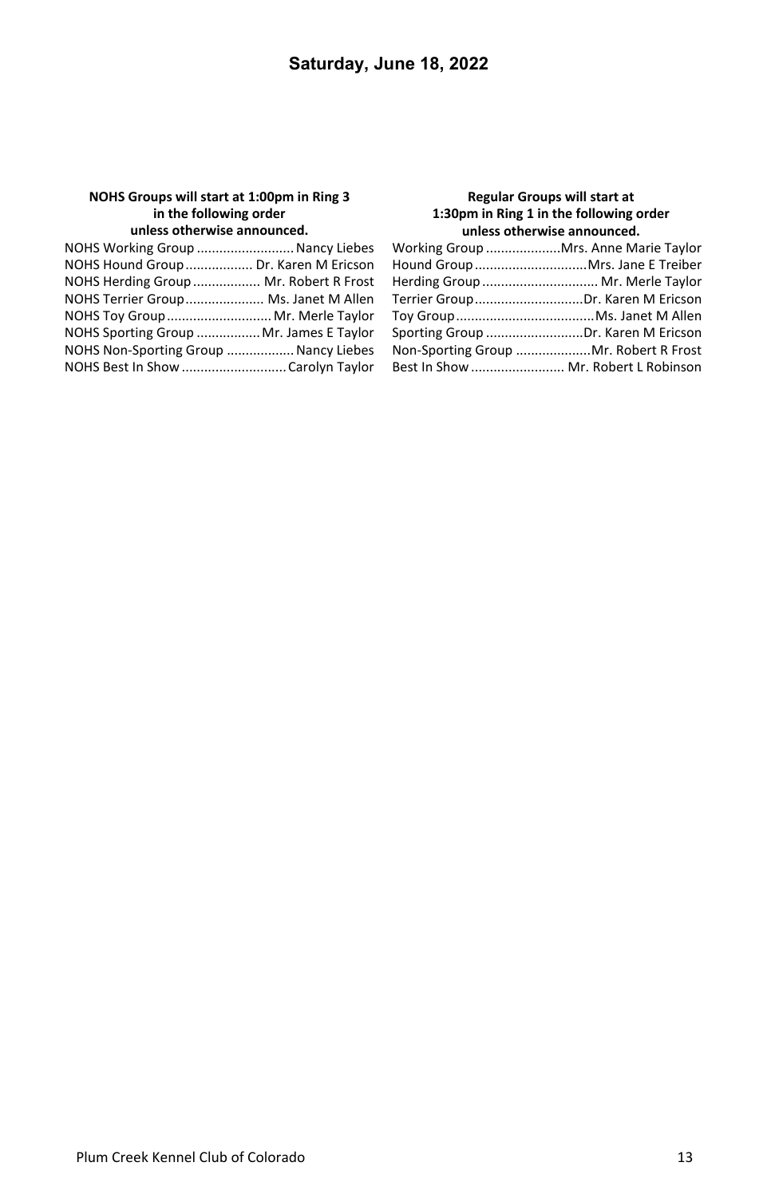## Saturday, June 18, 2022

**NOHS Groups will start at 1:00pm in Ring 3 in the following order unless otherwise announced.**

| Group | Judge |
|---|---|
| NOHS Working Group | Nancy Liebes |
| NOHS Hound Group | Dr. Karen M Ericson |
| NOHS Herding Group | Mr. Robert R Frost |
| NOHS Terrier Group | Ms. Janet M Allen |
| NOHS Toy Group | Mr. Merle Taylor |
| NOHS Sporting Group | Mr. James E Taylor |
| NOHS Non-Sporting Group | Nancy Liebes |
| NOHS Best In Show | Carolyn Taylor |

**Regular Groups will start at 1:30pm in Ring 1 in the following order unless otherwise announced.**

| Group | Judge |
|---|---|
| Working Group | Mrs. Anne Marie Taylor |
| Hound Group | Mrs. Jane E Treiber |
| Herding Group | Mr. Merle Taylor |
| Terrier Group | Dr. Karen M Ericson |
| Toy Group | Ms. Janet M Allen |
| Sporting Group | Dr. Karen M Ericson |
| Non-Sporting Group | Mr. Robert R Frost |
| Best In Show | Mr. Robert L Robinson |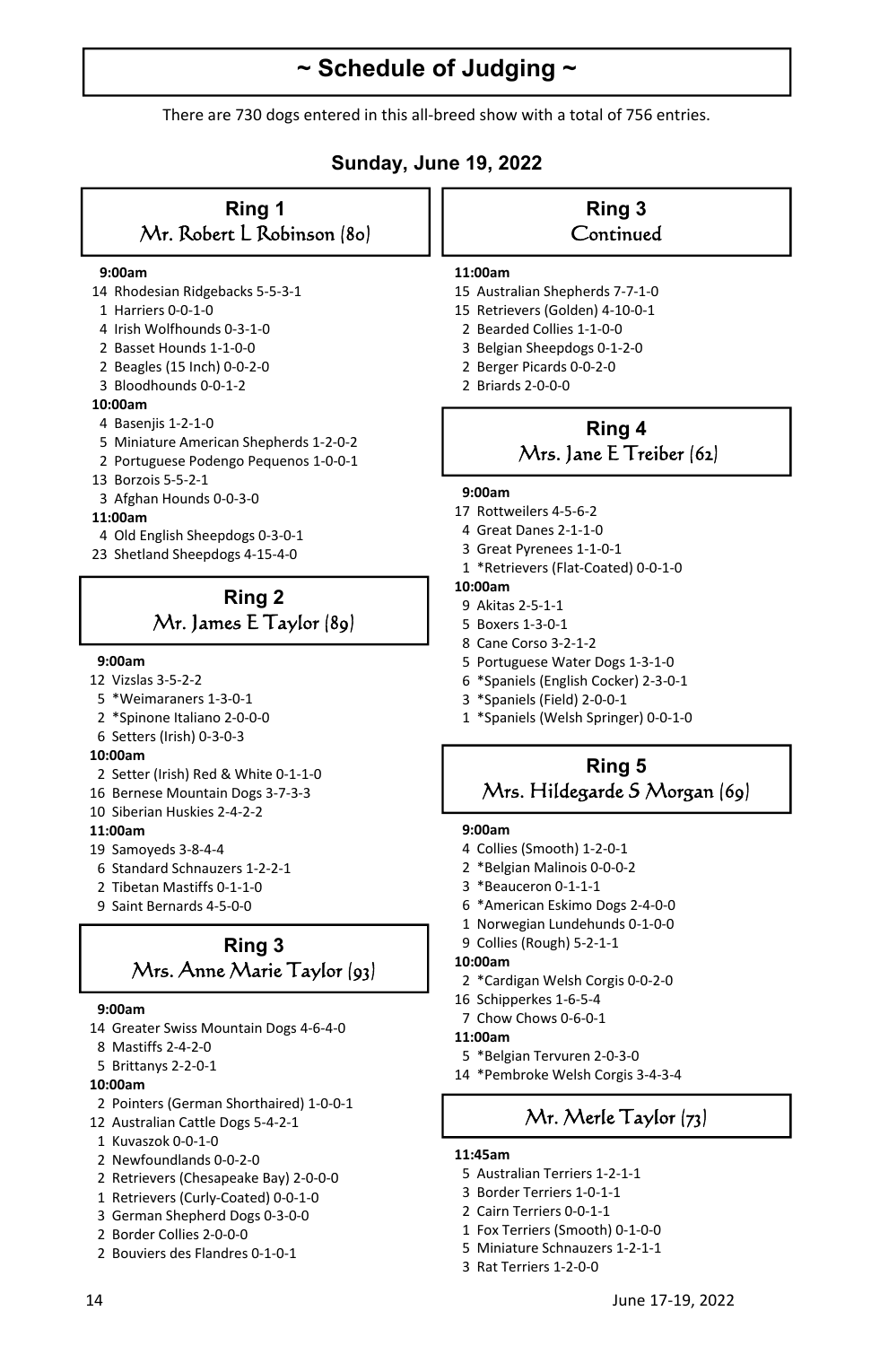# ~ Schedule of Judging ~

There are 730 dogs entered in this all-breed show with a total of 756 entries.

### Sunday, June 19, 2022

## Ring 1
### Mr. Robert L Robinson (80)

**9:00am**

14 Rhodesian Ridgebacks 5-5-3-1
1 Harriers 0-0-1-0
4 Irish Wolfhounds 0-3-1-0
2 Basset Hounds 1-1-0-0
2 Beagles (15 Inch) 0-0-2-0
3 Bloodhounds 0-0-1-2

**10:00am**

4 Basenjis 1-2-1-0
5 Miniature American Shepherds 1-2-0-2
2 Portuguese Podengo Pequenos 1-0-0-1
13 Borzois 5-5-2-1
3 Afghan Hounds 0-0-3-0

**11:00am**

4 Old English Sheepdogs 0-3-0-1
23 Shetland Sheepdogs 4-15-4-0

## Ring 2
### Mr. James E Taylor (89)

**9:00am**

12 Vizslas 3-5-2-2
5 *Weimaraners 1-3-0-1
2 *Spinone Italiano 2-0-0-0
6 Setters (Irish) 0-3-0-3

**10:00am**

2 Setter (Irish) Red & White 0-1-1-0
16 Bernese Mountain Dogs 3-7-3-3
10 Siberian Huskies 2-4-2-2

**11:00am**

19 Samoyeds 3-8-4-4
6 Standard Schnauzers 1-2-2-1
2 Tibetan Mastiffs 0-1-1-0
9 Saint Bernards 4-5-0-0

## Ring 3
### Mrs. Anne Marie Taylor (93)

**9:00am**

14 Greater Swiss Mountain Dogs 4-6-4-0
8 Mastiffs 2-4-2-0
5 Brittanys 2-2-0-1

**10:00am**

2 Pointers (German Shorthaired) 1-0-0-1
12 Australian Cattle Dogs 5-4-2-1
1 Kuvaszok 0-0-1-0
2 Newfoundlands 0-0-2-0
2 Retrievers (Chesapeake Bay) 2-0-0-0
1 Retrievers (Curly-Coated) 0-0-1-0
3 German Shepherd Dogs 0-3-0-0
2 Border Collies 2-0-0-0
2 Bouviers des Flandres 0-1-0-1

## Ring 3
### Continued

**11:00am**

15 Australian Shepherds 7-7-1-0
15 Retrievers (Golden) 4-10-0-1
2 Bearded Collies 1-1-0-0
3 Belgian Sheepdogs 0-1-2-0
2 Berger Picards 0-0-2-0
2 Briards 2-0-0-0

## Ring 4
### Mrs. Jane E Treiber (62)

**9:00am**

17 Rottweilers 4-5-6-2
4 Great Danes 2-1-1-0
3 Great Pyrenees 1-1-0-1
1 *Retrievers (Flat-Coated) 0-0-1-0

**10:00am**

9 Akitas 2-5-1-1
5 Boxers 1-3-0-1
8 Cane Corso 3-2-1-2
5 Portuguese Water Dogs 1-3-1-0
6 *Spaniels (English Cocker) 2-3-0-1
3 *Spaniels (Field) 2-0-0-1
1 *Spaniels (Welsh Springer) 0-0-1-0

## Ring 5
### Mrs. Hildegarde S Morgan (69)

**9:00am**

4 Collies (Smooth) 1-2-0-1
2 *Belgian Malinois 0-0-0-2
3 *Beauceron 0-1-1-1
6 *American Eskimo Dogs 2-4-0-0
1 Norwegian Lundehunds 0-1-0-0
9 Collies (Rough) 5-2-1-1

**10:00am**

2 *Cardigan Welsh Corgis 0-0-2-0
16 Schipperkes 1-6-5-4
7 Chow Chows 0-6-0-1

**11:00am**

5 *Belgian Tervuren 2-0-3-0
14 *Pembroke Welsh Corgis 3-4-3-4

### Mr. Merle Taylor (73)

**11:45am**

5 Australian Terriers 1-2-1-1
3 Border Terriers 1-0-1-1
2 Cairn Terriers 0-0-1-1
1 Fox Terriers (Smooth) 0-1-0-0
5 Miniature Schnauzers 1-2-1-1
3 Rat Terriers 1-2-0-0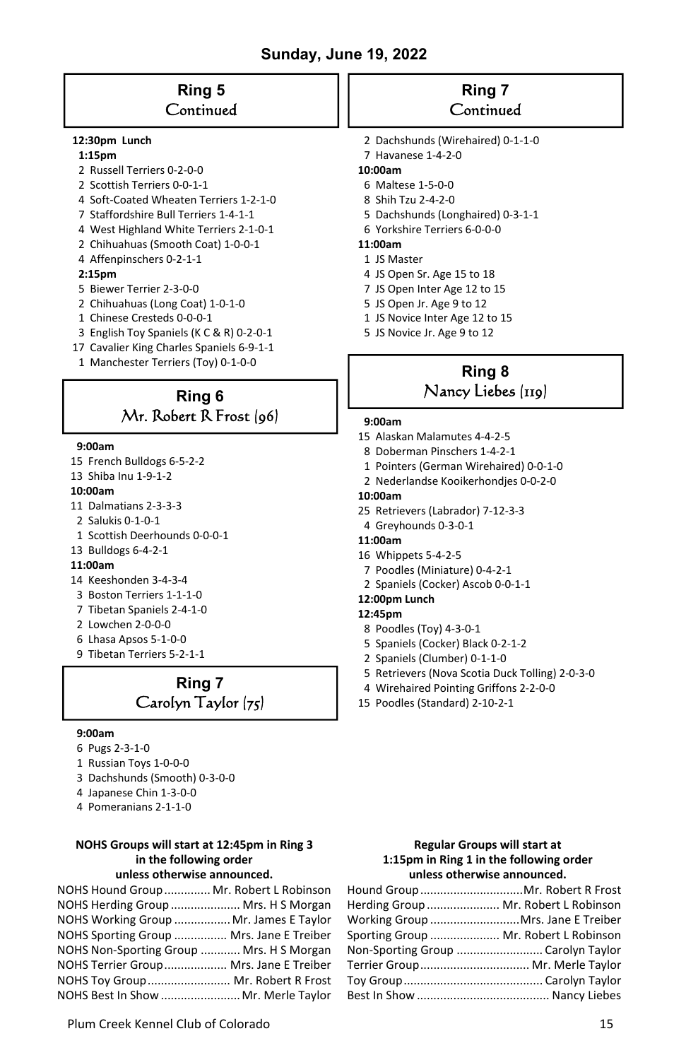## Sunday, June 19, 2022

### Ring 5
Continued

**12:30pm Lunch**

**1:15pm**

- 2 Russell Terriers 0-2-0-0
- 2 Scottish Terriers 0-0-1-1
- 4 Soft-Coated Wheaten Terriers 1-2-1-0
- 7 Staffordshire Bull Terriers 1-4-1-1
- 4 West Highland White Terriers 2-1-0-1
- 2 Chihuahuas (Smooth Coat) 1-0-0-1
- 4 Affenpinschers 0-2-1-1

**2:15pm**

- 5 Biewer Terrier 2-3-0-0
- 2 Chihuahuas (Long Coat) 1-0-1-0
- 1 Chinese Cresteds 0-0-0-1
- 3 English Toy Spaniels (K C & R) 0-2-0-1
- 17 Cavalier King Charles Spaniels 6-9-1-1
- 1 Manchester Terriers (Toy) 0-1-0-0

### Ring 6
Mr. Robert R Frost (96)

**9:00am**

- 15 French Bulldogs 6-5-2-2
- 13 Shiba Inu 1-9-1-2

**10:00am**

- 11 Dalmatians 2-3-3-3
- 2 Salukis 0-1-0-1
- 1 Scottish Deerhounds 0-0-0-1
- 13 Bulldogs 6-4-2-1

**11:00am**

- 14 Keeshonden 3-4-3-4
- 3 Boston Terriers 1-1-1-0
- 7 Tibetan Spaniels 2-4-1-0
- 2 Lowchen 2-0-0-0
- 6 Lhasa Apsos 5-1-0-0
- 9 Tibetan Terriers 5-2-1-1

### Ring 7
Carolyn Taylor (75)

**9:00am**

- 6 Pugs 2-3-1-0
- 1 Russian Toys 1-0-0-0
- 3 Dachshunds (Smooth) 0-3-0-0
- 4 Japanese Chin 1-3-0-0
- 4 Pomeranians 2-1-1-0

### Ring 7
Continued

- 2 Dachshunds (Wirehaired) 0-1-1-0
- 7 Havanese 1-4-2-0

**10:00am**

- 6 Maltese 1-5-0-0
- 8 Shih Tzu 2-4-2-0
- 5 Dachshunds (Longhaired) 0-3-1-1
- 6 Yorkshire Terriers 6-0-0-0

**11:00am**

- 1 JS Master
- 4 JS Open Sr. Age 15 to 18
- 7 JS Open Inter Age 12 to 15
- 5 JS Open Jr. Age 9 to 12
- 1 JS Novice Inter Age 12 to 15
- 5 JS Novice Jr. Age 9 to 12

### Ring 8
Nancy Liebes (119)

**9:00am**

- 15 Alaskan Malamutes 4-4-2-5
- 8 Doberman Pinschers 1-4-2-1
- 1 Pointers (German Wirehaired) 0-0-1-0
- 2 Nederlandse Kooikerhondjes 0-0-2-0

**10:00am**

- 25 Retrievers (Labrador) 7-12-3-3
- 4 Greyhounds 0-3-0-1

**11:00am**

- 16 Whippets 5-4-2-5
- 7 Poodles (Miniature) 0-4-2-1
- 2 Spaniels (Cocker) Ascob 0-0-1-1

**12:00pm Lunch**

**12:45pm**

- 8 Poodles (Toy) 4-3-0-1
- 5 Spaniels (Cocker) Black 0-2-1-2
- 2 Spaniels (Clumber) 0-1-1-0
- 5 Retrievers (Nova Scotia Duck Tolling) 2-0-3-0
- 4 Wirehaired Pointing Griffons 2-2-0-0
- 15 Poodles (Standard) 2-10-2-1

**NOHS Groups will start at 12:45pm in Ring 3 in the following order unless otherwise announced.**

- NOHS Hound Group .............. Mr. Robert L Robinson
- NOHS Herding Group ..................... Mrs. H S Morgan
- NOHS Working Group ................. Mr. James E Taylor
- NOHS Sporting Group ................ Mrs. Jane E Treiber
- NOHS Non-Sporting Group ............ Mrs. H S Morgan
- NOHS Terrier Group................... Mrs. Jane E Treiber
- NOHS Toy Group......................... Mr. Robert R Frost
- NOHS Best In Show ........................ Mr. Merle Taylor

**Regular Groups will start at 1:15pm in Ring 1 in the following order unless otherwise announced.**

- Hound Group...............................Mr. Robert R Frost
- Herding Group ...................... Mr. Robert L Robinson
- Working Group ...........................Mrs. Jane E Treiber
- Sporting Group ..................... Mr. Robert L Robinson
- Non-Sporting Group .......................... Carolyn Taylor
- Terrier Group................................. Mr. Merle Taylor
- Toy Group.......................................... Carolyn Taylor
- Best In Show ........................................ Nancy Liebes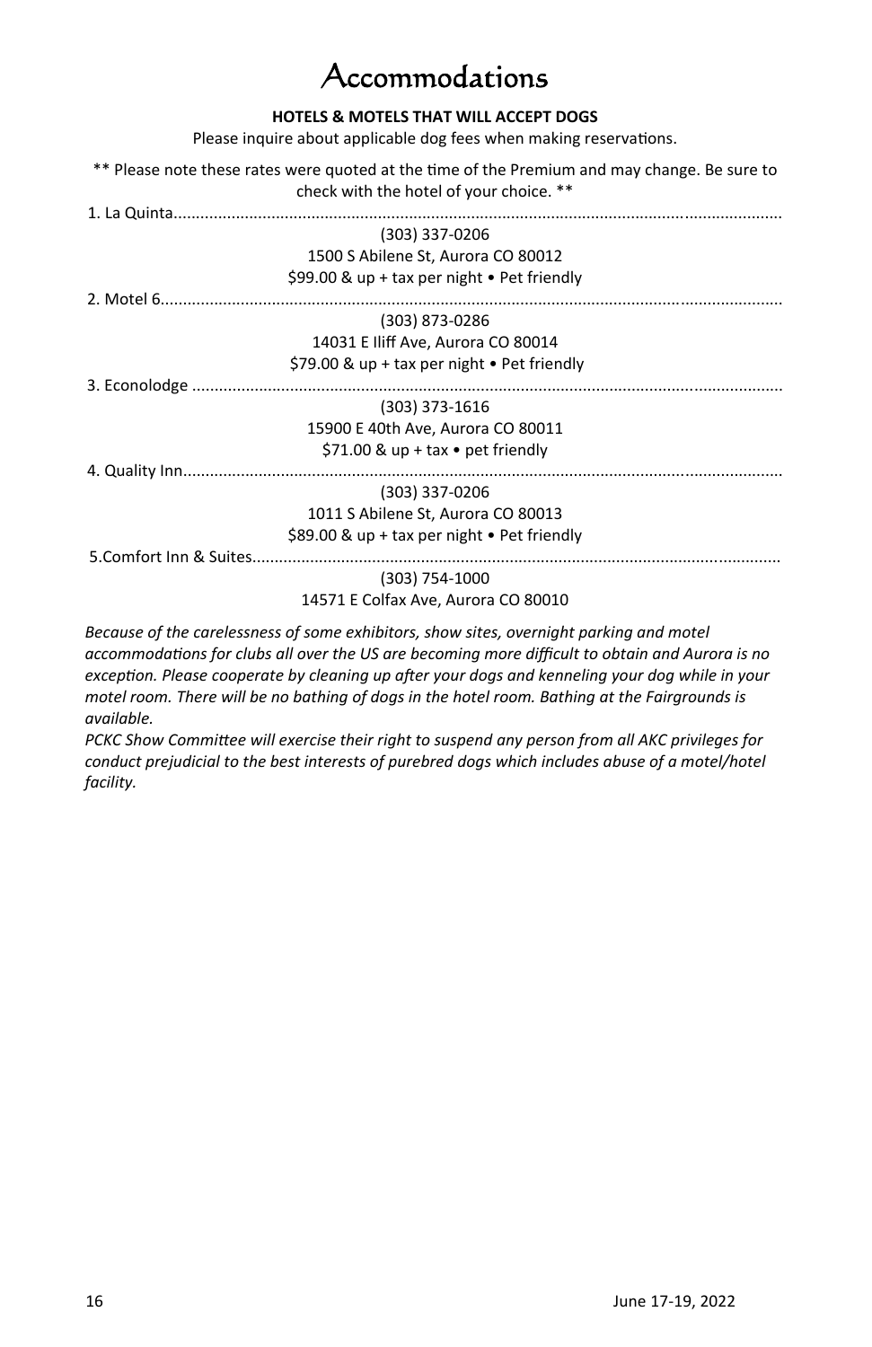# Accommodations

**HOTELS & MOTELS THAT WILL ACCEPT DOGS**

Please inquire about applicable dog fees when making reservations.

** Please note these rates were quoted at the time of the Premium and may change. Be sure to check with the hotel of your choice. **

1. La Quinta.........................................................................................................................................
   (303) 337-0206
   1500 S Abilene St, Aurora CO 80012
   $99.00 & up + tax per night • Pet friendly
2. Motel 6.............................................................................................................................................
   (303) 873-0286
   14031 E Iliff Ave, Aurora CO 80014
   $79.00 & up + tax per night • Pet friendly
3. Econolodge .....................................................................................................................................
   (303) 373-1616
   15900 E 40th Ave, Aurora CO 80011
   $71.00 & up + tax • pet friendly
4. Quality Inn.......................................................................................................................................
   (303) 337-0206
   1011 S Abilene St, Aurora CO 80013
   $89.00 & up + tax per night • Pet friendly
5. Comfort Inn & Suites.......................................................................................................................
   (303) 754-1000
   14571 E Colfax Ave, Aurora CO 80010

*Because of the carelessness of some exhibitors, show sites, overnight parking and motel accommodations for clubs all over the US are becoming more difficult to obtain and Aurora is no exception. Please cooperate by cleaning up after your dogs and kenneling your dog while in your motel room. There will be no bathing of dogs in the hotel room. Bathing at the Fairgrounds is available.*

*PCKC Show Committee will exercise their right to suspend any person from all AKC privileges for conduct prejudicial to the best interests of purebred dogs which includes abuse of a motel/hotel facility.*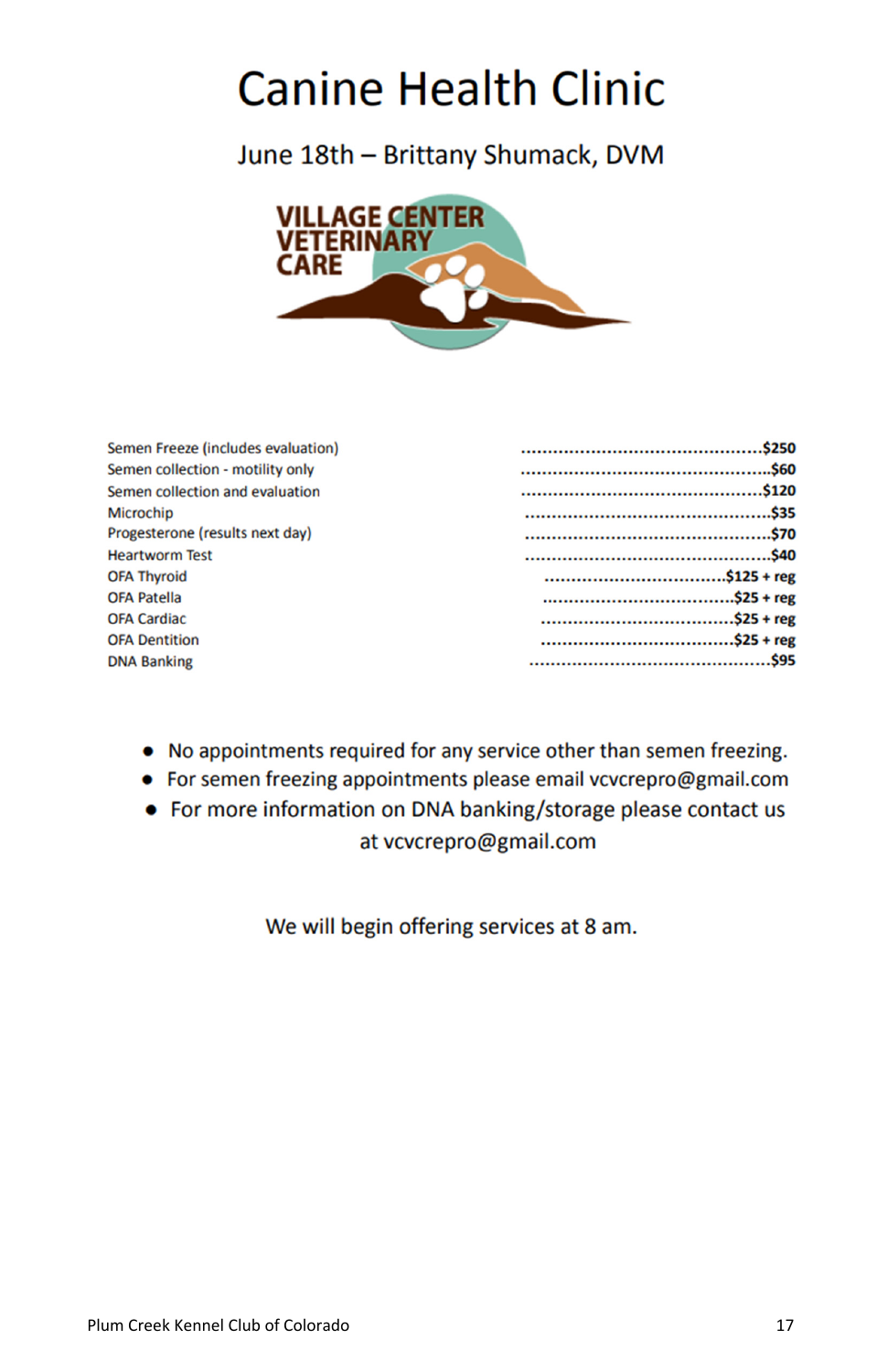# Canine Health Clinic

## June 18th – Brittany Shumack, DVM

VILLAGE CENTER VETERINARY CARE

| Service | Price |
|---|---|
| Semen Freeze (includes evaluation) | $250 |
| Semen collection - motility only | $60 |
| Semen collection and evaluation | $120 |
| Microchip | $35 |
| Progesterone (results next day) | $70 |
| Heartworm Test | $40 |
| OFA Thyroid | $125 + reg |
| OFA Patella | $25 + reg |
| OFA Cardiac | $25 + reg |
| OFA Dentition | $25 + reg |
| DNA Banking | $95 |

- No appointments required for any service other than semen freezing.
- For semen freezing appointments please email vcvcrepro@gmail.com
- For more information on DNA banking/storage please contact us at vcvcrepro@gmail.com

We will begin offering services at 8 am.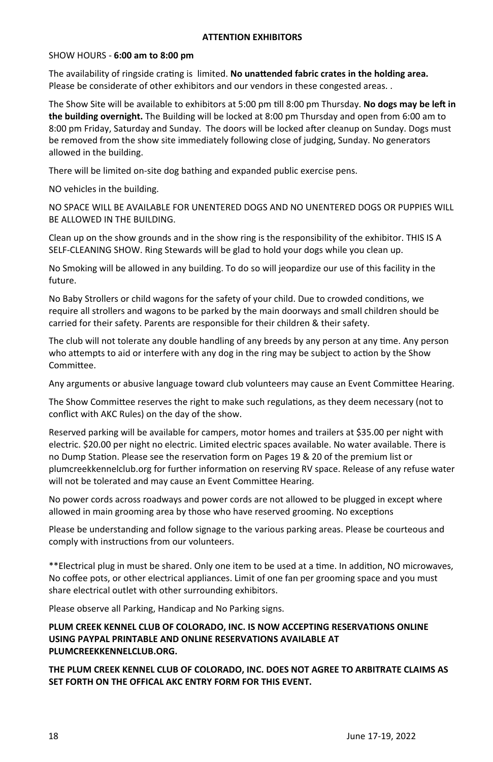## ATTENTION EXHIBITORS

SHOW HOURS - **6:00 am to 8:00 pm**

The availability of ringside crating is limited. **No unattended fabric crates in the holding area.** Please be considerate of other exhibitors and our vendors in these congested areas. .

The Show Site will be available to exhibitors at 5:00 pm till 8:00 pm Thursday. **No dogs may be left in the building overnight.** The Building will be locked at 8:00 pm Thursday and open from 6:00 am to 8:00 pm Friday, Saturday and Sunday. The doors will be locked after cleanup on Sunday. Dogs must be removed from the show site immediately following close of judging, Sunday. No generators allowed in the building.

There will be limited on-site dog bathing and expanded public exercise pens.

NO vehicles in the building.

NO SPACE WILL BE AVAILABLE FOR UNENTERED DOGS AND NO UNENTERED DOGS OR PUPPIES WILL BE ALLOWED IN THE BUILDING.

Clean up on the show grounds and in the show ring is the responsibility of the exhibitor. THIS IS A SELF-CLEANING SHOW. Ring Stewards will be glad to hold your dogs while you clean up.

No Smoking will be allowed in any building. To do so will jeopardize our use of this facility in the future.

No Baby Strollers or child wagons for the safety of your child. Due to crowded conditions, we require all strollers and wagons to be parked by the main doorways and small children should be carried for their safety. Parents are responsible for their children & their safety.

The club will not tolerate any double handling of any breeds by any person at any time. Any person who attempts to aid or interfere with any dog in the ring may be subject to action by the Show Committee.

Any arguments or abusive language toward club volunteers may cause an Event Committee Hearing.

The Show Committee reserves the right to make such regulations, as they deem necessary (not to conflict with AKC Rules) on the day of the show.

Reserved parking will be available for campers, motor homes and trailers at $35.00 per night with electric. $20.00 per night no electric. Limited electric spaces available. No water available. There is no Dump Station. Please see the reservation form on Pages 19 & 20 of the premium list or plumcreekkennelclub.org for further information on reserving RV space. Release of any refuse water will not be tolerated and may cause an Event Committee Hearing.

No power cords across roadways and power cords are not allowed to be plugged in except where allowed in main grooming area by those who have reserved grooming. No exceptions

Please be understanding and follow signage to the various parking areas. Please be courteous and comply with instructions from our volunteers.

**Electrical plug in must be shared. Only one item to be used at a time. In addition, NO microwaves, No coffee pots, or other electrical appliances. Limit of one fan per grooming space and you must share electrical outlet with other surrounding exhibitors.

Please observe all Parking, Handicap and No Parking signs.

**PLUM CREEK KENNEL CLUB OF COLORADO, INC. IS NOW ACCEPTING RESERVATIONS ONLINE USING PAYPAL PRINTABLE AND ONLINE RESERVATIONS AVAILABLE AT PLUMCREEKKENNELCLUB.ORG.**

**THE PLUM CREEK KENNEL CLUB OF COLORADO, INC. DOES NOT AGREE TO ARBITRATE CLAIMS AS SET FORTH ON THE OFFICAL AKC ENTRY FORM FOR THIS EVENT.**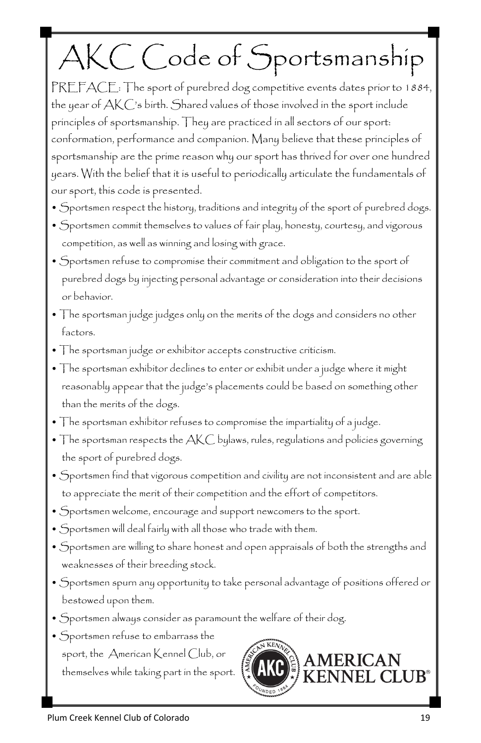# AKC Code of Sportsmanship

PREFACE: The sport of purebred dog competitive events dates prior to 1884, the year of AKC's birth. Shared values of those involved in the sport include principles of sportsmanship. They are practiced in all sectors of our sport: conformation, performance and companion. Many believe that these principles of sportsmanship are the prime reason why our sport has thrived for over one hundred years. With the belief that it is useful to periodically articulate the fundamentals of our sport, this code is presented.

- Sportsmen respect the history, traditions and integrity of the sport of purebred dogs.
- Sportsmen commit themselves to values of fair play, honesty, courtesy, and vigorous competition, as well as winning and losing with grace.
- Sportsmen refuse to compromise their commitment and obligation to the sport of purebred dogs by injecting personal advantage or consideration into their decisions or behavior.
- The sportsman judge judges only on the merits of the dogs and considers no other factors.
- The sportsman judge or exhibitor accepts constructive criticism.
- The sportsman exhibitor declines to enter or exhibit under a judge where it might reasonably appear that the judge's placements could be based on something other than the merits of the dogs.
- The sportsman exhibitor refuses to compromise the impartiality of a judge.
- The sportsman respects the AKC bylaws, rules, regulations and policies governing the sport of purebred dogs.
- Sportsmen find that vigorous competition and civility are not inconsistent and are able to appreciate the merit of their competition and the effort of competitors.
- Sportsmen welcome, encourage and support newcomers to the sport.
- Sportsmen will deal fairly with all those who trade with them.
- Sportsmen are willing to share honest and open appraisals of both the strengths and weaknesses of their breeding stock.
- Sportsmen spurn any opportunity to take personal advantage of positions offered or bestowed upon them.
- Sportsmen always consider as paramount the welfare of their dog.
- Sportsmen refuse to embarrass the sport, the American Kennel Club, or themselves while taking part in the sport.

AMERICAN KENNEL CLUB®